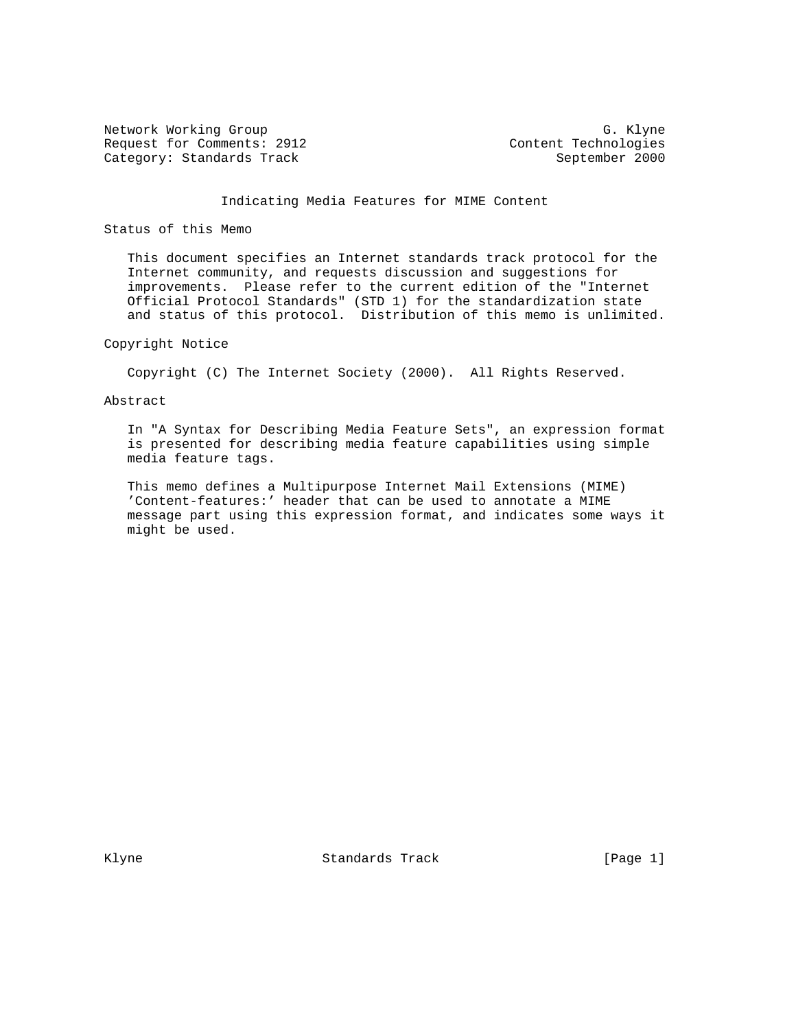Network Working Group G. Klyne
Request for Comments: 2912 Content Technologies
Category: Standards Track September 2000

# Indicating Media Features for MIME Content

## Status of this Memo

This document specifies an Internet standards track protocol for the Internet community, and requests discussion and suggestions for improvements. Please refer to the current edition of the "Internet Official Protocol Standards" (STD 1) for the standardization state and status of this protocol. Distribution of this memo is unlimited.

## Copyright Notice

Copyright (C) The Internet Society (2000). All Rights Reserved.

## Abstract

In "A Syntax for Describing Media Feature Sets", an expression format is presented for describing media feature capabilities using simple media feature tags.

This memo defines a Multipurpose Internet Mail Extensions (MIME) 'Content-features:' header that can be used to annotate a MIME message part using this expression format, and indicates some ways it might be used.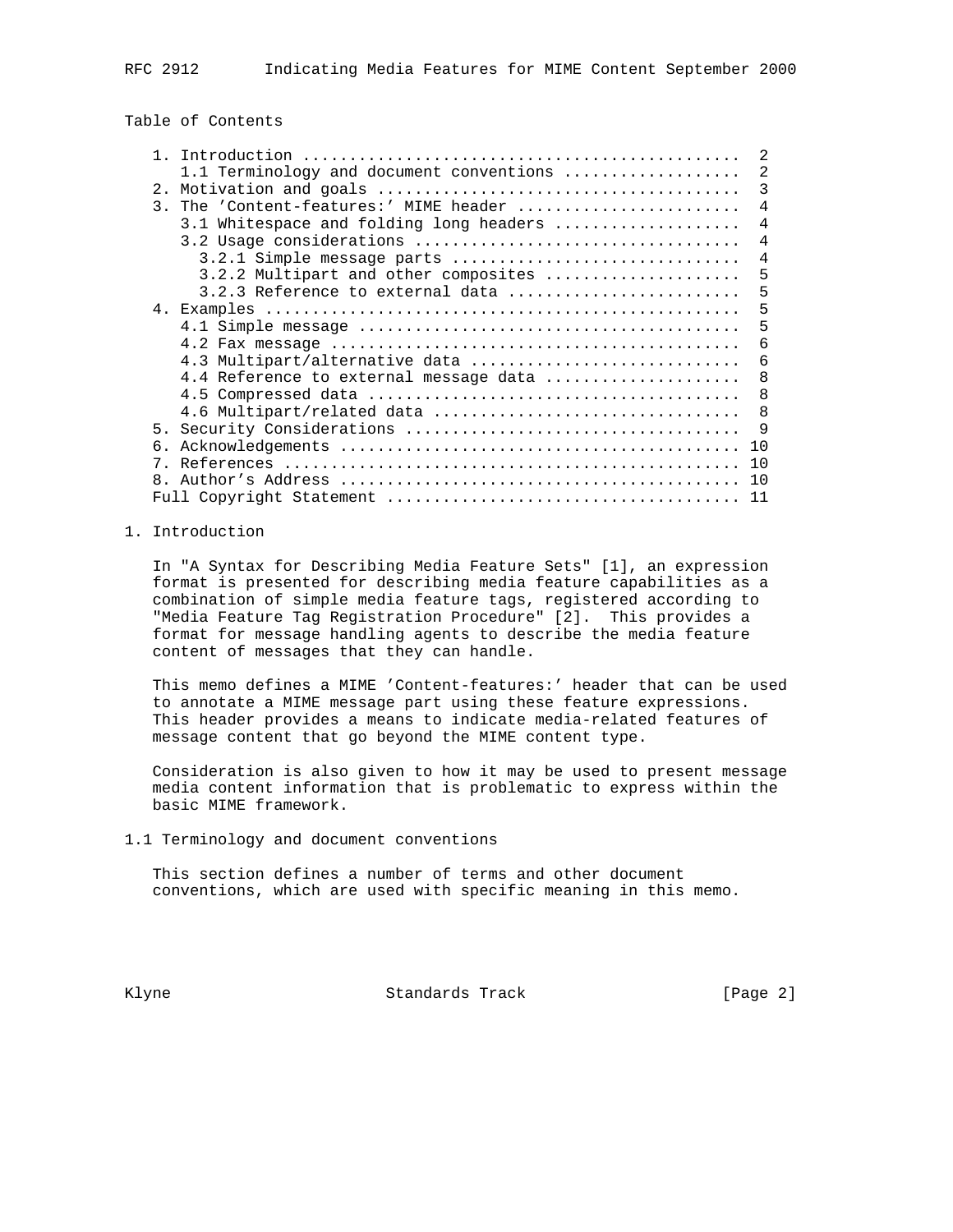Table of Contents

```
   1. Introduction ...............................................  2
      1.1 Terminology and document conventions ...................  2
   2. Motivation and goals .......................................  3
   3. The 'Content-features:' MIME header ........................  4
      3.1 Whitespace and folding long headers ....................  4
      3.2 Usage considerations ...................................  4
        3.2.1 Simple message parts ...............................  4
        3.2.2 Multipart and other composites .....................  5
        3.2.3 Reference to external data .........................  5
   4. Examples ...................................................  5
      4.1 Simple message .........................................  5
      4.2 Fax message ............................................  6
      4.3 Multipart/alternative data .............................  6
      4.4 Reference to external message data .....................  8
      4.5 Compressed data ........................................  8
      4.6 Multipart/related data .................................  8
   5. Security Considerations ....................................  9
   6. Acknowledgements ........................................... 10
   7. References ................................................. 10
   8. Author's Address ........................................... 10
   Full Copyright Statement ...................................... 11
```

# 1. Introduction

In "A Syntax for Describing Media Feature Sets" [1], an expression format is presented for describing media feature capabilities as a combination of simple media feature tags, registered according to "Media Feature Tag Registration Procedure" [2]. This provides a format for message handling agents to describe the media feature content of messages that they can handle.

This memo defines a MIME 'Content-features:' header that can be used to annotate a MIME message part using these feature expressions. This header provides a means to indicate media-related features of message content that go beyond the MIME content type.

Consideration is also given to how it may be used to present message media content information that is problematic to express within the basic MIME framework.

## 1.1 Terminology and document conventions

This section defines a number of terms and other document conventions, which are used with specific meaning in this memo.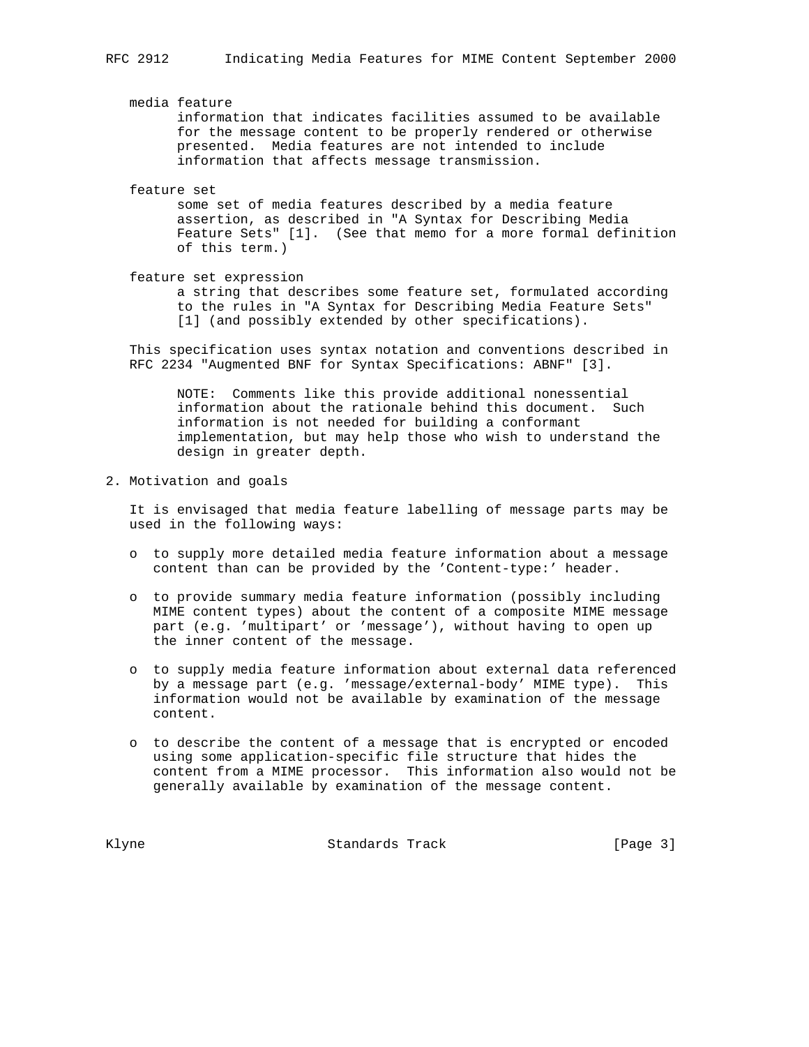media feature
: information that indicates facilities assumed to be available for the message content to be properly rendered or otherwise presented. Media features are not intended to include information that affects message transmission.

feature set
: some set of media features described by a media feature assertion, as described in "A Syntax for Describing Media Feature Sets" [1]. (See that memo for a more formal definition of this term.)

feature set expression
: a string that describes some feature set, formulated according to the rules in "A Syntax for Describing Media Feature Sets" [1] (and possibly extended by other specifications).

This specification uses syntax notation and conventions described in RFC 2234 "Augmented BNF for Syntax Specifications: ABNF" [3].

> NOTE: Comments like this provide additional nonessential information about the rationale behind this document. Such information is not needed for building a conformant implementation, but may help those who wish to understand the design in greater depth.

## 2. Motivation and goals

It is envisaged that media feature labelling of message parts may be used in the following ways:

- to supply more detailed media feature information about a message content than can be provided by the 'Content-type:' header.
- to provide summary media feature information (possibly including MIME content types) about the content of a composite MIME message part (e.g. 'multipart' or 'message'), without having to open up the inner content of the message.
- to supply media feature information about external data referenced by a message part (e.g. 'message/external-body' MIME type). This information would not be available by examination of the message content.
- to describe the content of a message that is encrypted or encoded using some application-specific file structure that hides the content from a MIME processor. This information also would not be generally available by examination of the message content.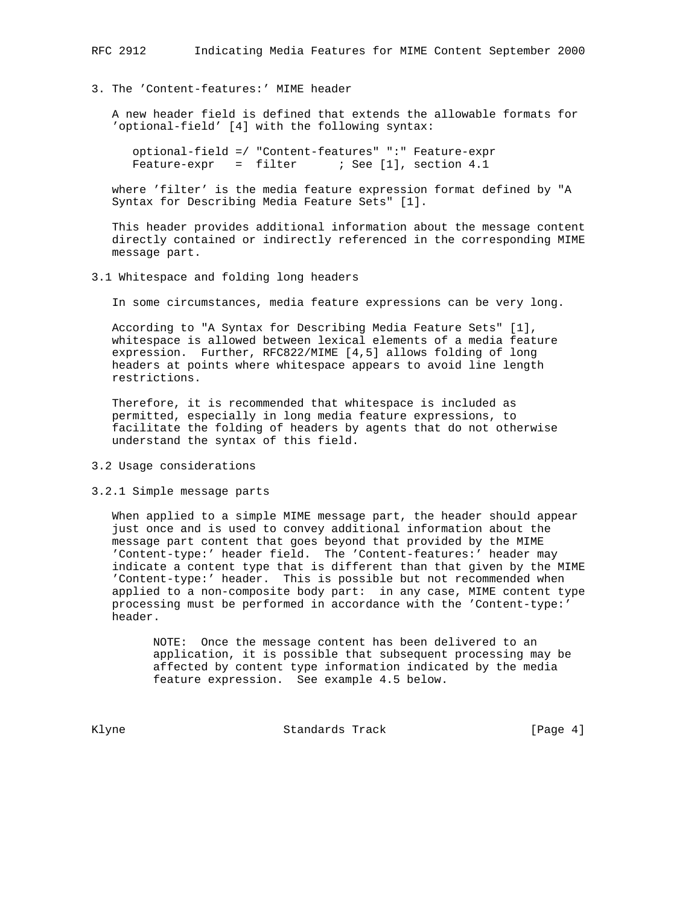## 3. The 'Content-features:' MIME header

A new header field is defined that extends the allowable formats for 'optional-field' [4] with the following syntax:

```
optional-field =/ "Content-features" ":" Feature-expr
Feature-expr   =  filter      ; See [1], section 4.1
```

where 'filter' is the media feature expression format defined by "A Syntax for Describing Media Feature Sets" [1].

This header provides additional information about the message content directly contained or indirectly referenced in the corresponding MIME message part.

### 3.1 Whitespace and folding long headers

In some circumstances, media feature expressions can be very long.

According to "A Syntax for Describing Media Feature Sets" [1], whitespace is allowed between lexical elements of a media feature expression. Further, RFC822/MIME [4,5] allows folding of long headers at points where whitespace appears to avoid line length restrictions.

Therefore, it is recommended that whitespace is included as permitted, especially in long media feature expressions, to facilitate the folding of headers by agents that do not otherwise understand the syntax of this field.

### 3.2 Usage considerations

#### 3.2.1 Simple message parts

When applied to a simple MIME message part, the header should appear just once and is used to convey additional information about the message part content that goes beyond that provided by the MIME 'Content-type:' header field. The 'Content-features:' header may indicate a content type that is different than that given by the MIME 'Content-type:' header. This is possible but not recommended when applied to a non-composite body part: in any case, MIME content type processing must be performed in accordance with the 'Content-type:' header.

> NOTE: Once the message content has been delivered to an application, it is possible that subsequent processing may be affected by content type information indicated by the media feature expression. See example 4.5 below.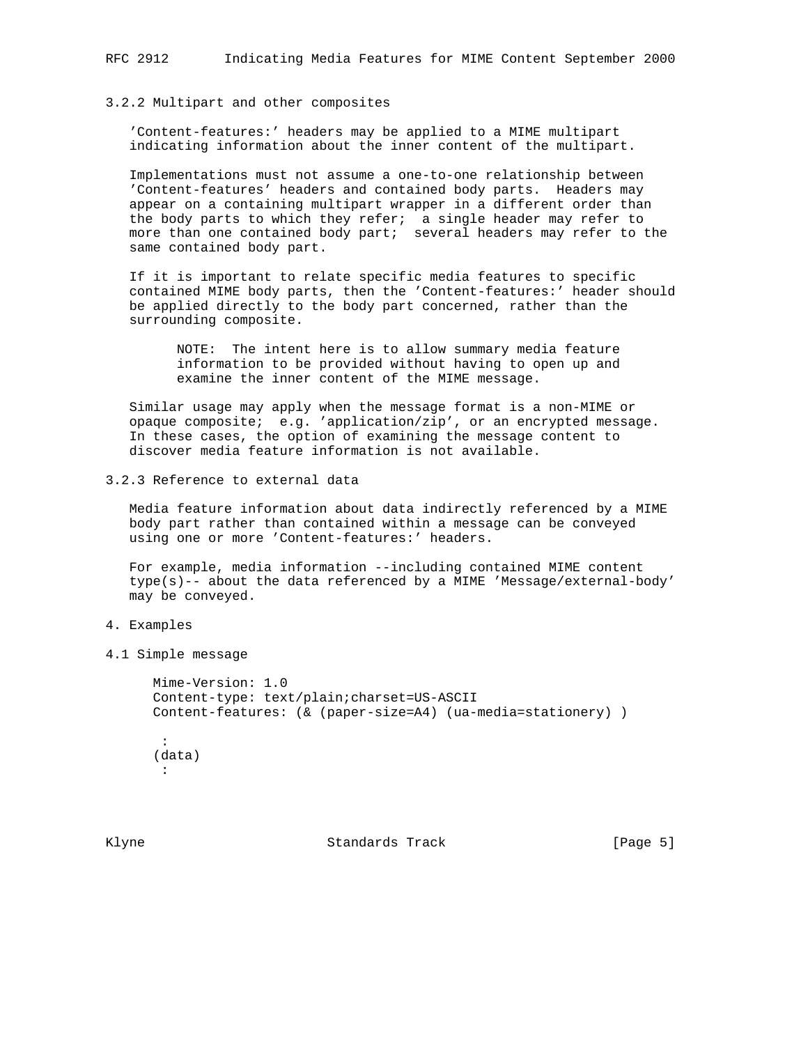### 3.2.2 Multipart and other composites

'Content-features:' headers may be applied to a MIME multipart indicating information about the inner content of the multipart.

Implementations must not assume a one-to-one relationship between 'Content-features' headers and contained body parts. Headers may appear on a containing multipart wrapper in a different order than the body parts to which they refer; a single header may refer to more than one contained body part; several headers may refer to the same contained body part.

If it is important to relate specific media features to specific contained MIME body parts, then the 'Content-features:' header should be applied directly to the body part concerned, rather than the surrounding composite.

> NOTE: The intent here is to allow summary media feature information to be provided without having to open up and examine the inner content of the MIME message.

Similar usage may apply when the message format is a non-MIME or opaque composite; e.g. 'application/zip', or an encrypted message. In these cases, the option of examining the message content to discover media feature information is not available.

### 3.2.3 Reference to external data

Media feature information about data indirectly referenced by a MIME body part rather than contained within a message can be conveyed using one or more 'Content-features:' headers.

For example, media information --including contained MIME content type(s)-- about the data referenced by a MIME 'Message/external-body' may be conveyed.

## 4. Examples

### 4.1 Simple message

```
Mime-Version: 1.0
Content-type: text/plain;charset=US-ASCII
Content-features: (& (paper-size=A4) (ua-media=stationery) )

 :
(data)
 :
```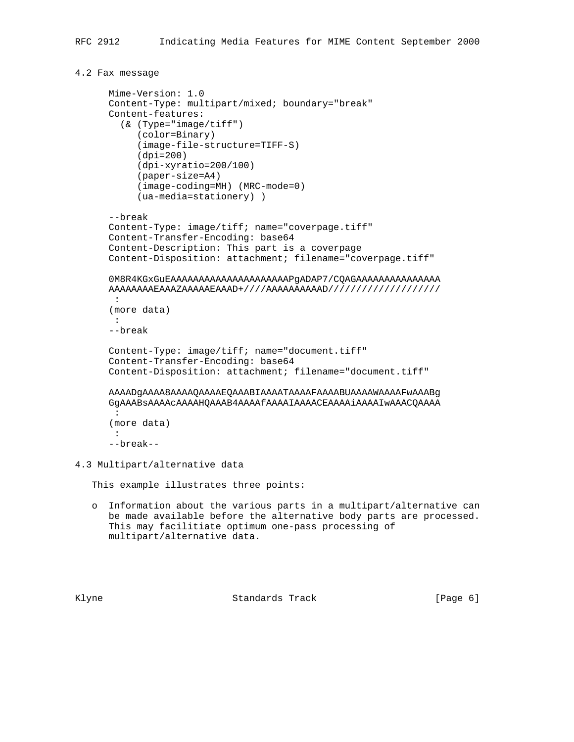### 4.2 Fax message

```
Mime-Version: 1.0
Content-Type: multipart/mixed; boundary="break"
Content-features:
  (& (Type="image/tiff")
     (color=Binary)
     (image-file-structure=TIFF-S)
     (dpi=200)
     (dpi-xyratio=200/100)
     (paper-size=A4)
     (image-coding=MH) (MRC-mode=0)
     (ua-media=stationery) )

--break
Content-Type: image/tiff; name="coverpage.tiff"
Content-Transfer-Encoding: base64
Content-Description: This part is a coverpage
Content-Disposition: attachment; filename="coverpage.tiff"

0M8R4KGxGuEAAAAAAAAAAAAAAAAAAAAAPgADAP7/CQAGAAAAAAAAAAAAAAA
AAAAAAAAEAAAZAAAAAEAAAD+////AAAAAAAAAAD///////////////////
 :
(more data)
 :
--break

Content-Type: image/tiff; name="document.tiff"
Content-Transfer-Encoding: base64
Content-Disposition: attachment; filename="document.tiff"

AAAADgAAAA8AAAAQAAAAEQAAABIAAAATAAAAFAAAABUAAAAWAAAAFwAAABg
GgAAABsAAAAcAAAAHQAAAB4AAAAfAAAAIAAAACEAAAAiAAAAIwAAACQAAAA
 :
(more data)
 :
--break--
```

### 4.3 Multipart/alternative data

This example illustrates three points:

- Information about the various parts in a multipart/alternative can be made available before the alternative body parts are processed. This may facilitiate optimum one-pass processing of multipart/alternative data.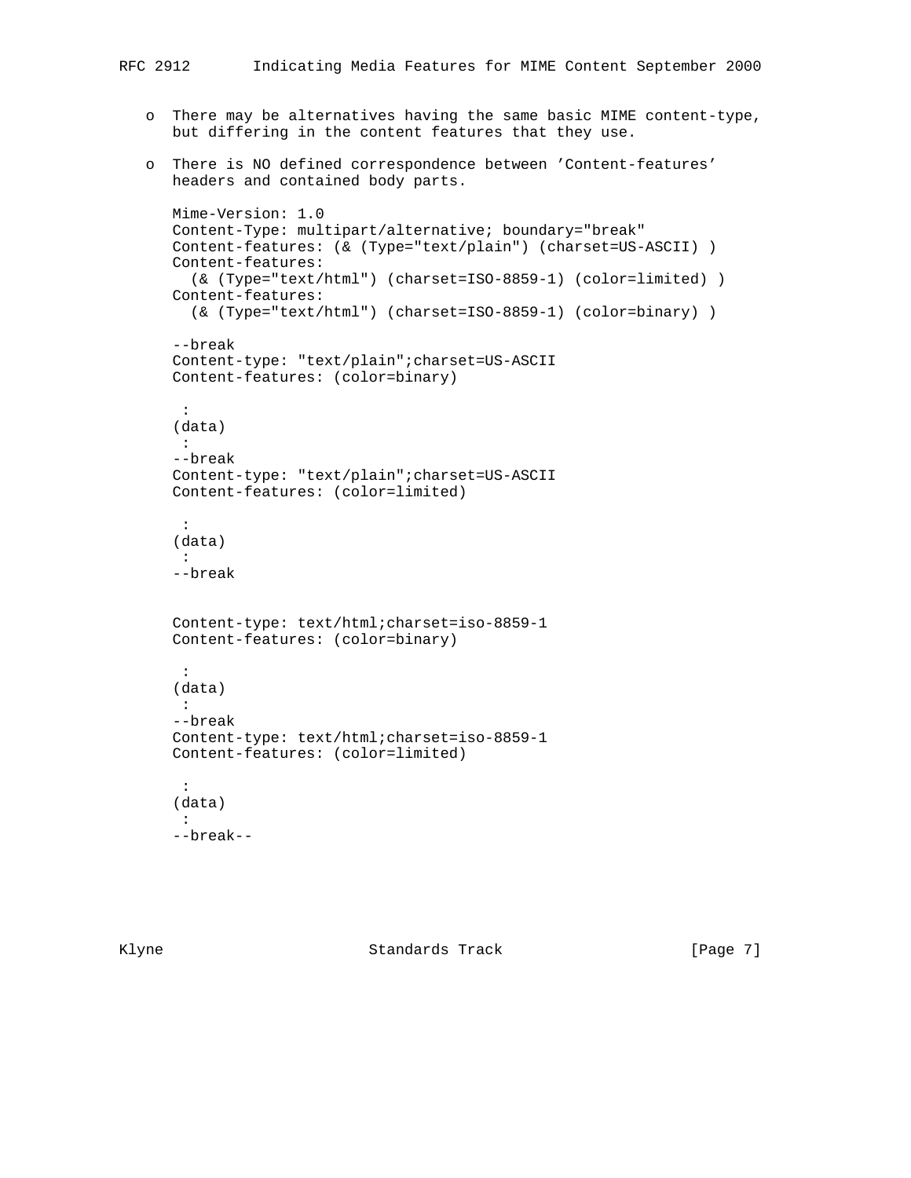- There may be alternatives having the same basic MIME content-type, but differing in the content features that they use.

- There is NO defined correspondence between 'Content-features' headers and contained body parts.

```
Mime-Version: 1.0
Content-Type: multipart/alternative; boundary="break"
Content-features: (& (Type="text/plain") (charset=US-ASCII) )
Content-features:
  (& (Type="text/html") (charset=ISO-8859-1) (color=limited) )
Content-features:
  (& (Type="text/html") (charset=ISO-8859-1) (color=binary) )

--break
Content-type: "text/plain";charset=US-ASCII
Content-features: (color=binary)

 :
(data)
 :
--break
Content-type: "text/plain";charset=US-ASCII
Content-features: (color=limited)

 :
(data)
 :
--break


Content-type: text/html;charset=iso-8859-1
Content-features: (color=binary)

 :
(data)
 :
--break
Content-type: text/html;charset=iso-8859-1
Content-features: (color=limited)

 :
(data)
 :
--break--
```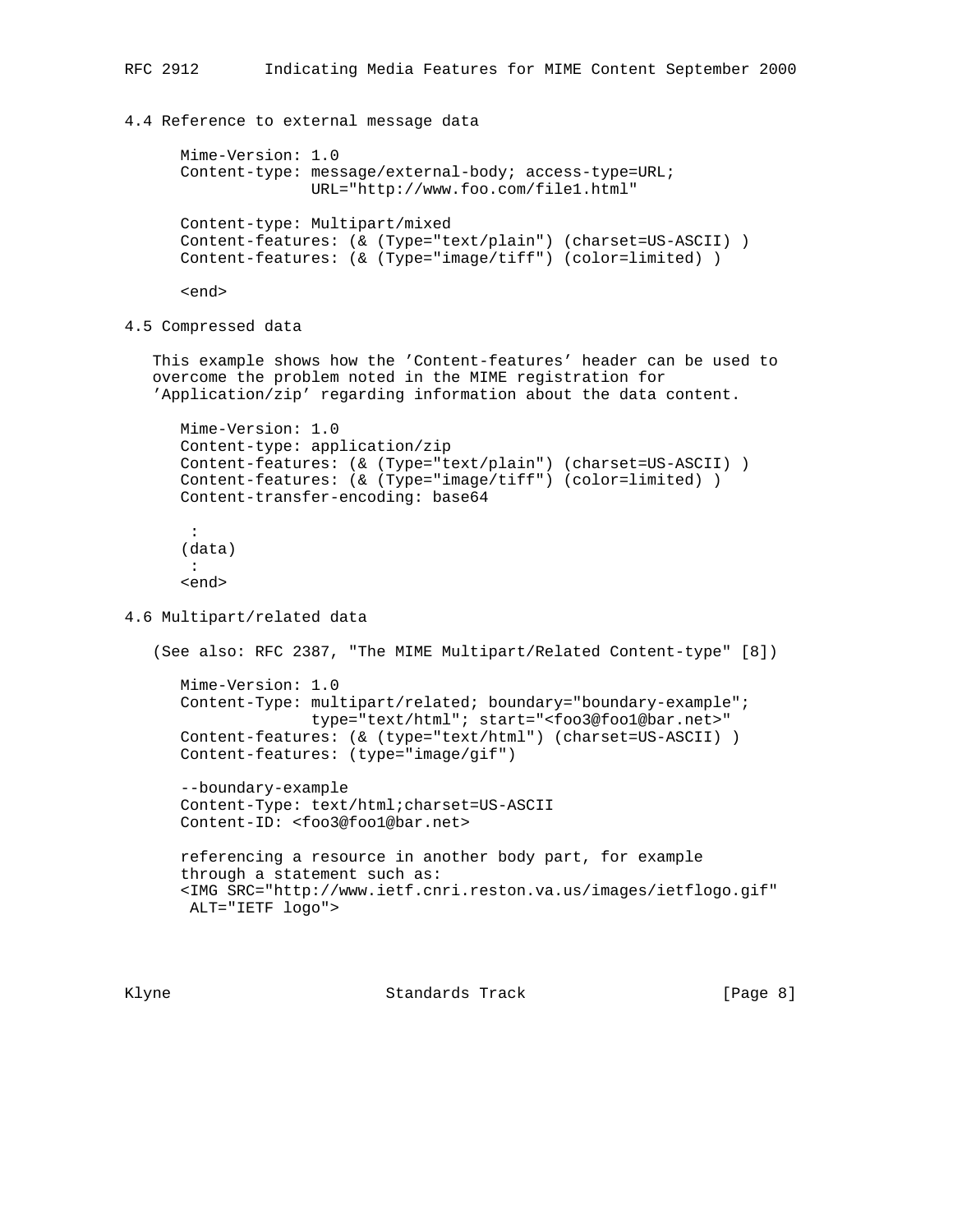### 4.4 Reference to external message data

```
Mime-Version: 1.0
Content-type: message/external-body; access-type=URL;
              URL="http://www.foo.com/file1.html"

Content-type: Multipart/mixed
Content-features: (& (Type="text/plain") (charset=US-ASCII) )
Content-features: (& (Type="image/tiff") (color=limited) )

<end>
```

### 4.5 Compressed data

This example shows how the 'Content-features' header can be used to overcome the problem noted in the MIME registration for 'Application/zip' regarding information about the data content.

```
Mime-Version: 1.0
Content-type: application/zip
Content-features: (& (Type="text/plain") (charset=US-ASCII) )
Content-features: (& (Type="image/tiff") (color=limited) )
Content-transfer-encoding: base64

 :
(data)
 :
<end>
```

### 4.6 Multipart/related data

(See also: RFC 2387, "The MIME Multipart/Related Content-type" [8])

```
Mime-Version: 1.0
Content-Type: multipart/related; boundary="boundary-example";
              type="text/html"; start="<foo3@foo1@bar.net>"
Content-features: (& (type="text/html") (charset=US-ASCII) )
Content-features: (type="image/gif")

--boundary-example
Content-Type: text/html;charset=US-ASCII
Content-ID: <foo3@foo1@bar.net>

referencing a resource in another body part, for example
through a statement such as:
<IMG SRC="http://www.ietf.cnri.reston.va.us/images/ietflogo.gif"
 ALT="IETF logo">
```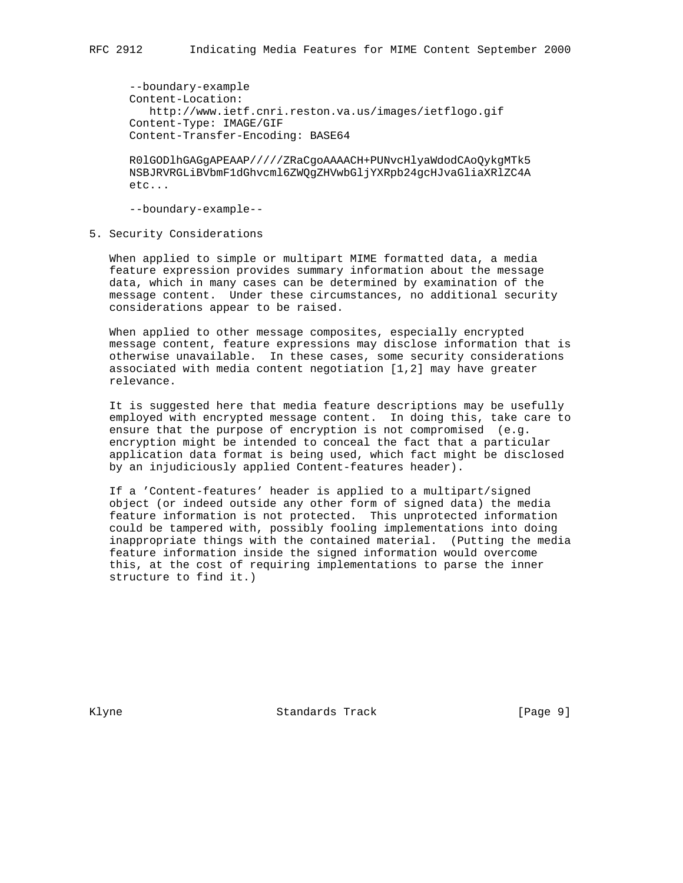```
--boundary-example
Content-Location:
   http://www.ietf.cnri.reston.va.us/images/ietflogo.gif
Content-Type: IMAGE/GIF
Content-Transfer-Encoding: BASE64

R0lGODlhGAGgAPEAAP/////ZRaCgoAAAACH+PUNvcHlyaWdodCAoQykgMTk5
NSBJRVRGLiBVbmF1dGhvcml6ZWQgZHVwbGljYXRpb24gcHJvaGliaXRlZC4A
etc...

--boundary-example--
```

## 5. Security Considerations

When applied to simple or multipart MIME formatted data, a media feature expression provides summary information about the message data, which in many cases can be determined by examination of the message content. Under these circumstances, no additional security considerations appear to be raised.

When applied to other message composites, especially encrypted message content, feature expressions may disclose information that is otherwise unavailable. In these cases, some security considerations associated with media content negotiation [1,2] may have greater relevance.

It is suggested here that media feature descriptions may be usefully employed with encrypted message content. In doing this, take care to ensure that the purpose of encryption is not compromised (e.g. encryption might be intended to conceal the fact that a particular application data format is being used, which fact might be disclosed by an injudiciously applied Content-features header).

If a 'Content-features' header is applied to a multipart/signed object (or indeed outside any other form of signed data) the media feature information is not protected. This unprotected information could be tampered with, possibly fooling implementations into doing inappropriate things with the contained material. (Putting the media feature information inside the signed information would overcome this, at the cost of requiring implementations to parse the inner structure to find it.)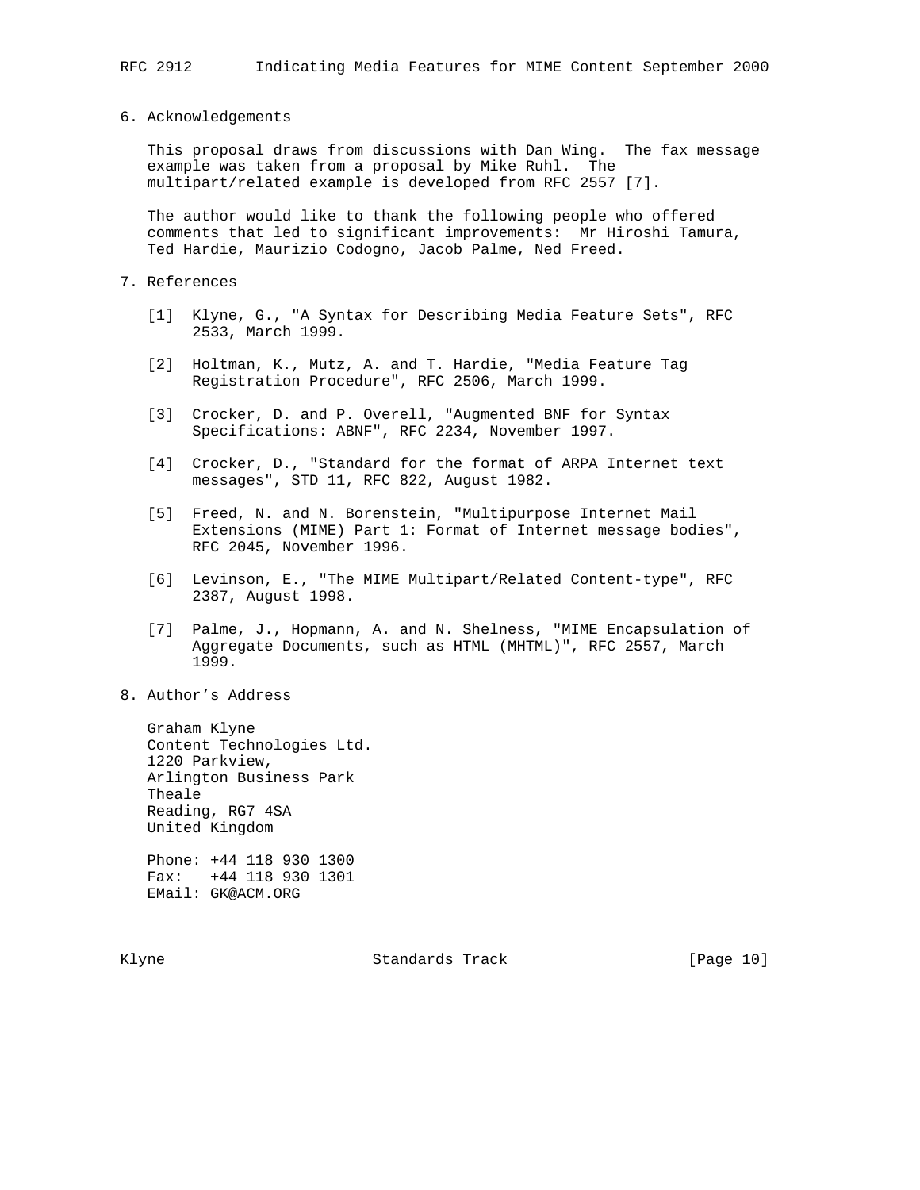## 6. Acknowledgements

This proposal draws from discussions with Dan Wing. The fax message example was taken from a proposal by Mike Ruhl. The multipart/related example is developed from RFC 2557 [7].

The author would like to thank the following people who offered comments that led to significant improvements: Mr Hiroshi Tamura, Ted Hardie, Maurizio Codogno, Jacob Palme, Ned Freed.

## 7. References

[1] Klyne, G., "A Syntax for Describing Media Feature Sets", RFC 2533, March 1999.

[2] Holtman, K., Mutz, A. and T. Hardie, "Media Feature Tag Registration Procedure", RFC 2506, March 1999.

[3] Crocker, D. and P. Overell, "Augmented BNF for Syntax Specifications: ABNF", RFC 2234, November 1997.

[4] Crocker, D., "Standard for the format of ARPA Internet text messages", STD 11, RFC 822, August 1982.

[5] Freed, N. and N. Borenstein, "Multipurpose Internet Mail Extensions (MIME) Part 1: Format of Internet message bodies", RFC 2045, November 1996.

[6] Levinson, E., "The MIME Multipart/Related Content-type", RFC 2387, August 1998.

[7] Palme, J., Hopmann, A. and N. Shelness, "MIME Encapsulation of Aggregate Documents, such as HTML (MHTML)", RFC 2557, March 1999.

## 8. Author's Address

Graham Klyne
Content Technologies Ltd.
1220 Parkview,
Arlington Business Park
Theale
Reading, RG7 4SA
United Kingdom

Phone: +44 118 930 1300
Fax: +44 118 930 1301
EMail: GK@ACM.ORG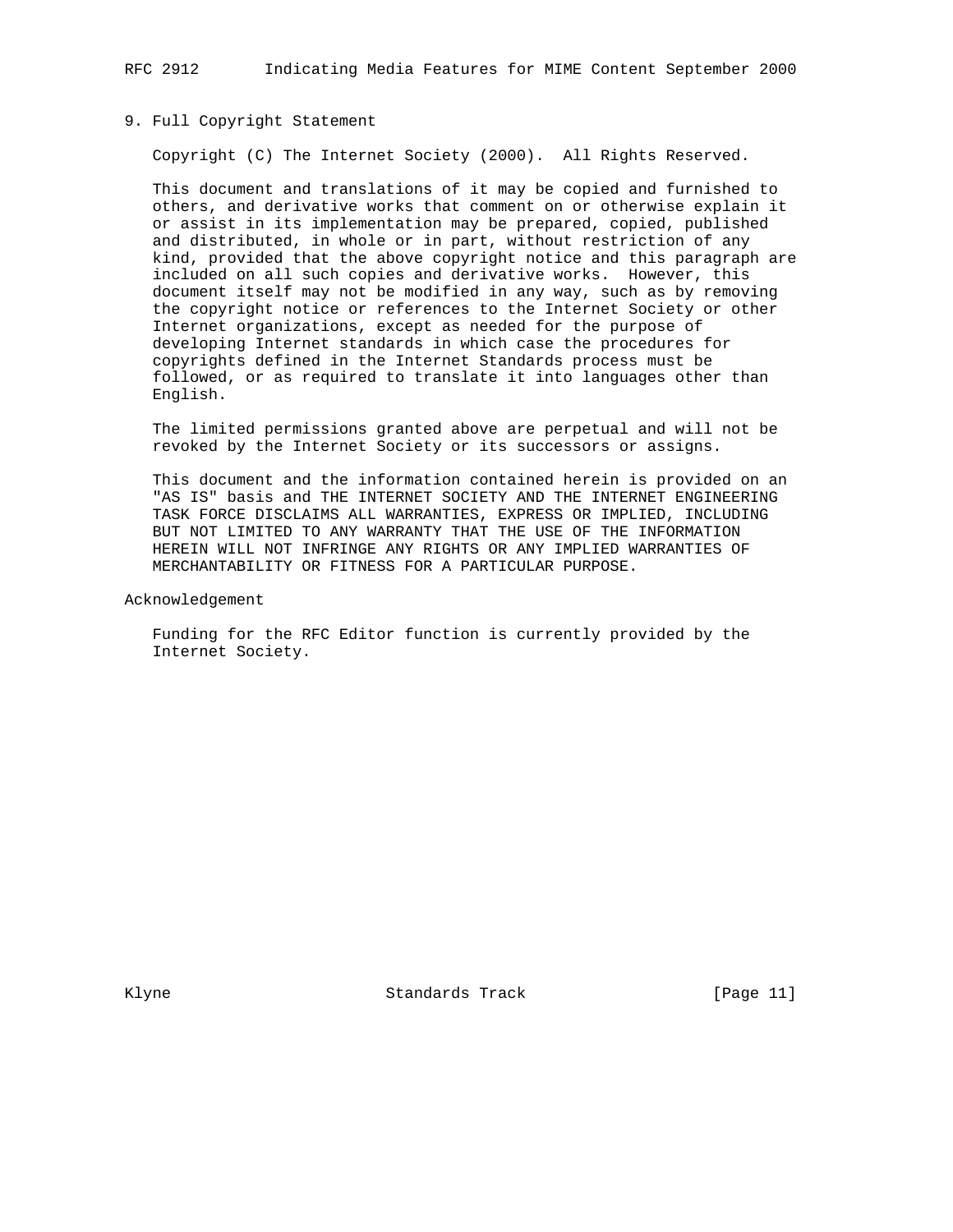## 9. Full Copyright Statement

Copyright (C) The Internet Society (2000). All Rights Reserved.

This document and translations of it may be copied and furnished to others, and derivative works that comment on or otherwise explain it or assist in its implementation may be prepared, copied, published and distributed, in whole or in part, without restriction of any kind, provided that the above copyright notice and this paragraph are included on all such copies and derivative works. However, this document itself may not be modified in any way, such as by removing the copyright notice or references to the Internet Society or other Internet organizations, except as needed for the purpose of developing Internet standards in which case the procedures for copyrights defined in the Internet Standards process must be followed, or as required to translate it into languages other than English.

The limited permissions granted above are perpetual and will not be revoked by the Internet Society or its successors or assigns.

This document and the information contained herein is provided on an "AS IS" basis and THE INTERNET SOCIETY AND THE INTERNET ENGINEERING TASK FORCE DISCLAIMS ALL WARRANTIES, EXPRESS OR IMPLIED, INCLUDING BUT NOT LIMITED TO ANY WARRANTY THAT THE USE OF THE INFORMATION HEREIN WILL NOT INFRINGE ANY RIGHTS OR ANY IMPLIED WARRANTIES OF MERCHANTABILITY OR FITNESS FOR A PARTICULAR PURPOSE.

## Acknowledgement

Funding for the RFC Editor function is currently provided by the Internet Society.